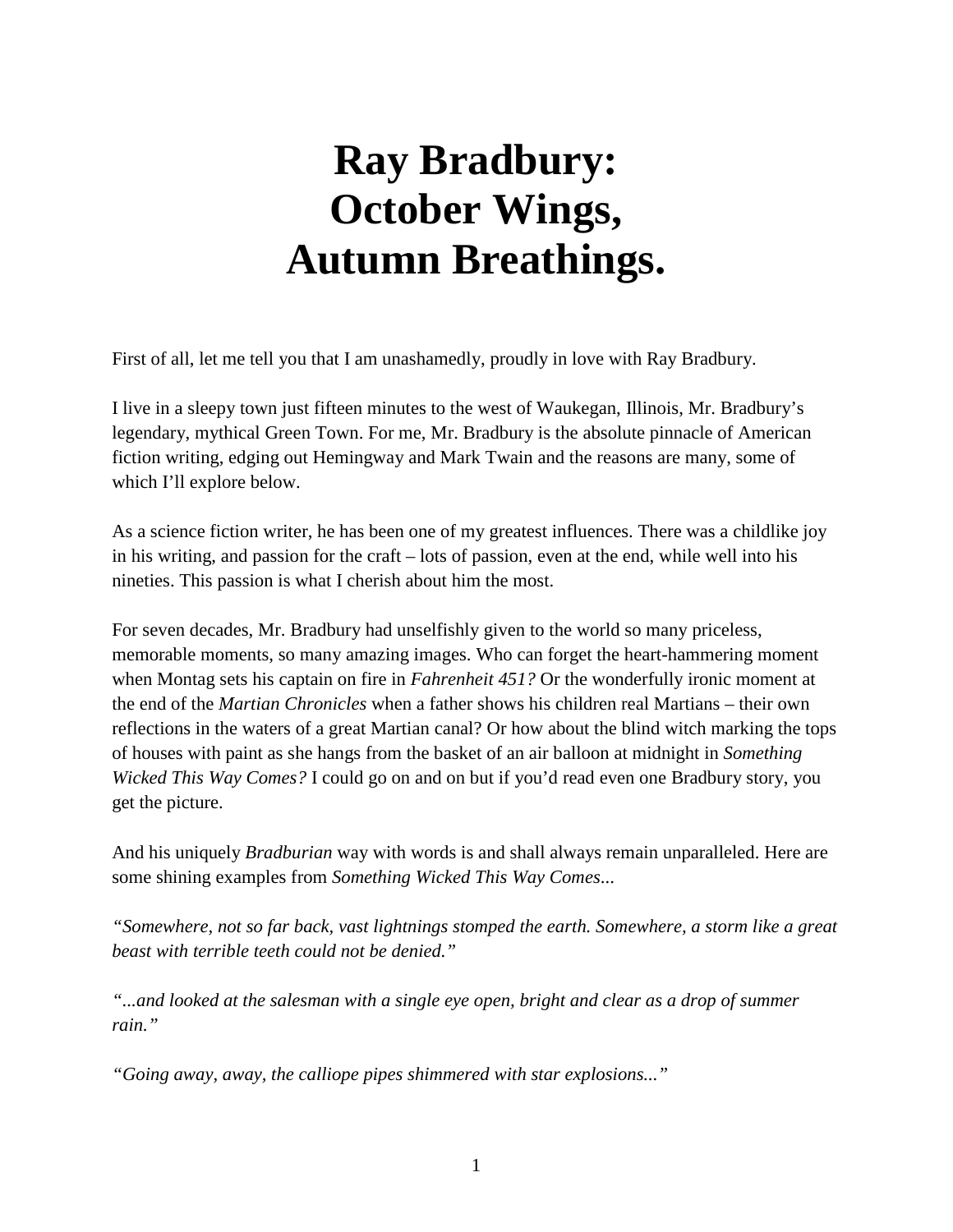# Ray Bradbury: October Wings, Autumn Breathings.

First of all, let me tell you that I am unashamedly, proudly in love with Ray Bradbury.

I live in a sleepy town just fifteen minutes to the west of Waukegan, Illinois, Mr. Bradbury's legendary, mythical Green Town. For me, Mr. Bradbury is the absolute pinnacle of American fiction writing, edging out Hemingway and Mark Twain and the reasons are many, some of which I'll explore below.

As a science fiction writer, he has been one of my greatest influences. There was a childlike joy in his writing, and passion for the craft – lots of passion, even at the end, while well into his nineties. This passion is what I cherish about him the most.

For seven decades, Mr. Bradbury had unselfishly given to the world so many priceless, memorable moments, so many amazing images. Who can forget the heart-hammering moment when Montag sets his captain on fire in *Fahrenheit 451?* Or the wonderfully ironic moment at the end of the *Martian Chronicles* when a father shows his children real Martians – their own reflections in the waters of a great Martian canal? Or how about the blind witch marking the tops of houses with paint as she hangs from the basket of an air balloon at midnight in *Something Wicked This Way Comes?* I could go on and on but if you'd read even one Bradbury story, you get the picture.

And his uniquely *Bradburian* way with words is and shall always remain unparalleled. Here are some shining examples from *Something Wicked This Way Comes*...

*"Somewhere, not so far back, vast lightnings stomped the earth. Somewhere, a storm like a great beast with terrible teeth could not be denied."*

*"...and looked at the salesman with a single eye open, bright and clear as a drop of summer rain."*

*"Going away, away, the calliope pipes shimmered with star explosions..."*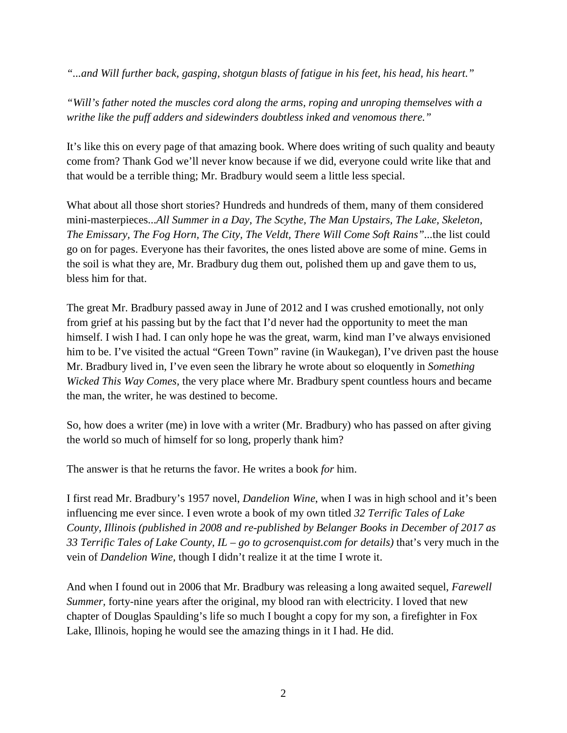*"...and Will further back, gasping, shotgun blasts of fatigue in his feet, his head, his heart."*

*"Will's father noted the muscles cord along the arms, roping and unroping themselves with a writhe like the puff adders and sidewinders doubtless inked and venomous there."*

It's like this on every page of that amazing book. Where does writing of such quality and beauty come from? Thank God we'll never know because if we did, everyone could write like that and that would be a terrible thing; Mr. Bradbury would seem a little less special.

What about all those short stories? Hundreds and hundreds of them, many of them considered mini-masterpieces...*All Summer in a Day, The Scythe, The Man Upstairs, The Lake, Skeleton, The Emissary, The Fog Horn, The City, The Veldt, There Will Come Soft Rains"*...the list could go on for pages. Everyone has their favorites, the ones listed above are some of mine. Gems in the soil is what they are, Mr. Bradbury dug them out, polished them up and gave them to us, bless him for that.

The great Mr. Bradbury passed away in June of 2012 and I was crushed emotionally, not only from grief at his passing but by the fact that I'd never had the opportunity to meet the man himself. I wish I had. I can only hope he was the great, warm, kind man I've always envisioned him to be. I've visited the actual "Green Town" ravine (in Waukegan), I've driven past the house Mr. Bradbury lived in, I've even seen the library he wrote about so eloquently in *Something Wicked This Way Comes,* the very place where Mr. Bradbury spent countless hours and became the man, the writer, he was destined to become.

So, how does a writer (me) in love with a writer (Mr. Bradbury) who has passed on after giving the world so much of himself for so long, properly thank him?

The answer is that he returns the favor. He writes a book *for* him.

I first read Mr. Bradbury's 1957 novel, *Dandelion Wine*, when I was in high school and it's been influencing me ever since. I even wrote a book of my own titled *32 Terrific Tales of Lake County, Illinois (published in 2008 and re-published by Belanger Books in December of 2017 as 33 Terrific Tales of Lake County, IL – go to gcrosenquist.com for details)* that's very much in the vein of *Dandelion Wine,* though I didn't realize it at the time I wrote it.

And when I found out in 2006 that Mr. Bradbury was releasing a long awaited sequel, *Farewell Summer*, forty-nine years after the original, my blood ran with electricity. I loved that new chapter of Douglas Spaulding's life so much I bought a copy for my son, a firefighter in Fox Lake, Illinois, hoping he would see the amazing things in it I had. He did.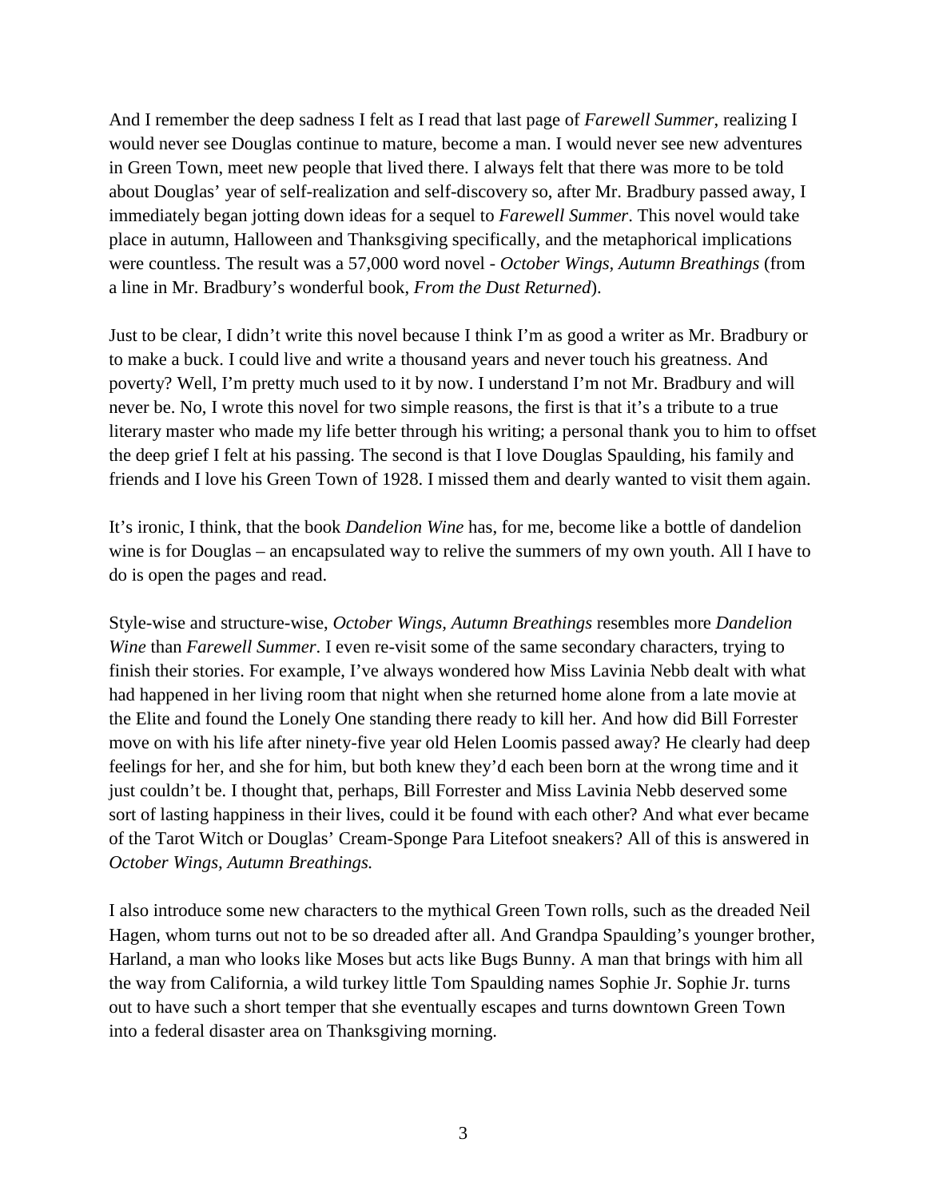And I remember the deep sadness I felt as I read that last page of *Farewell Summer*, realizing I would never see Douglas continue to mature, become a man. I would never see new adventures in Green Town, meet new people that lived there. I always felt that there was more to be told about Douglas' year of self-realization and self-discovery so, after Mr. Bradbury passed away, I immediately began jotting down ideas for a sequel to *Farewell Summer*. This novel would take place in autumn, Halloween and Thanksgiving specifically, and the metaphorical implications were countless. The result was a 57,000 word novel - *October Wings, Autumn Breathings* (from a line in Mr. Bradbury's wonderful book, *From the Dust Returned*).

Just to be clear, I didn't write this novel because I think I'm as good a writer as Mr. Bradbury or to make a buck. I could live and write a thousand years and never touch his greatness. And poverty? Well, I'm pretty much used to it by now. I understand I'm not Mr. Bradbury and will never be. No, I wrote this novel for two simple reasons, the first is that it's a tribute to a true literary master who made my life better through his writing; a personal thank you to him to offset the deep grief I felt at his passing. The second is that I love Douglas Spaulding, his family and friends and I love his Green Town of 1928. I missed them and dearly wanted to visit them again.

It's ironic, I think, that the book *Dandelion Wine* has, for me, become like a bottle of dandelion wine is for Douglas – an encapsulated way to relive the summers of my own youth. All I have to do is open the pages and read.

Style-wise and structure-wise, *October Wings, Autumn Breathings* resembles more *Dandelion Wine* than *Farewell Summer*. I even re-visit some of the same secondary characters, trying to finish their stories. For example, I've always wondered how Miss Lavinia Nebb dealt with what had happened in her living room that night when she returned home alone from a late movie at the Elite and found the Lonely One standing there ready to kill her. And how did Bill Forrester move on with his life after ninety-five year old Helen Loomis passed away? He clearly had deep feelings for her, and she for him, but both knew they'd each been born at the wrong time and it just couldn't be. I thought that, perhaps, Bill Forrester and Miss Lavinia Nebb deserved some sort of lasting happiness in their lives, could it be found with each other? And what ever became of the Tarot Witch or Douglas' Cream-Sponge Para Litefoot sneakers? All of this is answered in *October Wings, Autumn Breathings.*

I also introduce some new characters to the mythical Green Town rolls, such as the dreaded Neil Hagen, whom turns out not to be so dreaded after all. And Grandpa Spaulding's younger brother, Harland, a man who looks like Moses but acts like Bugs Bunny. A man that brings with him all the way from California, a wild turkey little Tom Spaulding names Sophie Jr. Sophie Jr. turns out to have such a short temper that she eventually escapes and turns downtown Green Town into a federal disaster area on Thanksgiving morning.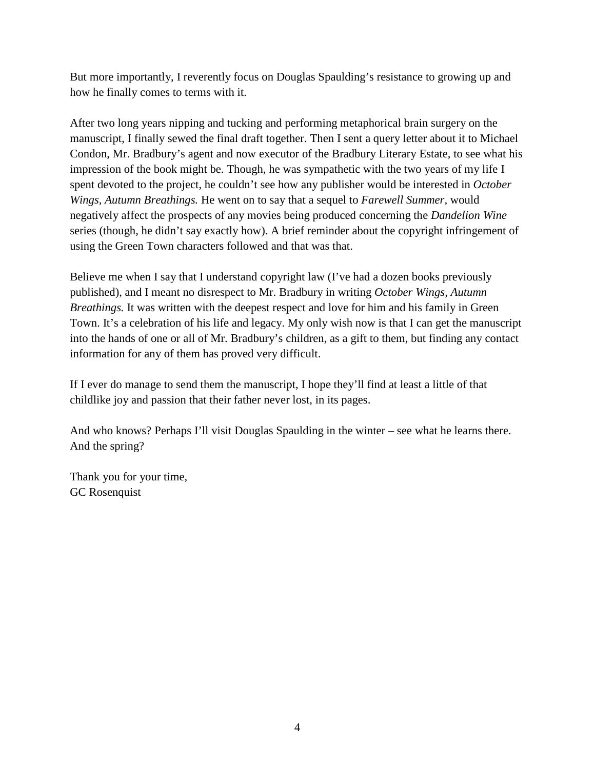But more importantly, I reverently focus on Douglas Spaulding's resistance to growing up and how he finally comes to terms with it.

After two long years nipping and tucking and performing metaphorical brain surgery on the manuscript, I finally sewed the final draft together. Then I sent a query letter about it to Michael Condon, Mr. Bradbury's agent and now executor of the Bradbury Literary Estate, to see what his impression of the book might be. Though, he was sympathetic with the two years of my life I spent devoted to the project, he couldn't see how any publisher would be interested in *October Wings, Autumn Breathings.* He went on to say that a sequel to *Farewell Summer,* would negatively affect the prospects of any movies being produced concerning the *Dandelion Wine* series (though, he didn't say exactly how). A brief reminder about the copyright infringement of using the Green Town characters followed and that was that.

Believe me when I say that I understand copyright law (I've had a dozen books previously published), and I meant no disrespect to Mr. Bradbury in writing *October Wings, Autumn Breathings.* It was written with the deepest respect and love for him and his family in Green Town. It's a celebration of his life and legacy. My only wish now is that I can get the manuscript into the hands of one or all of Mr. Bradbury's children, as a gift to them, but finding any contact information for any of them has proved very difficult.

If I ever do manage to send them the manuscript, I hope they'll find at least a little of that childlike joy and passion that their father never lost, in its pages.

And who knows? Perhaps I'll visit Douglas Spaulding in the winter – see what he learns there. And the spring?

Thank you for your time,
GC Rosenquist